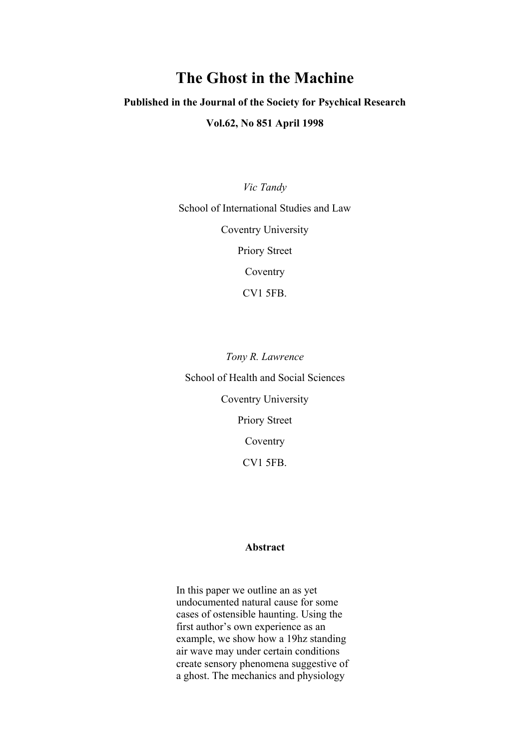# The Ghost in the Machine

**Published in the Journal of the Society for Psychical Research**

**Vol.62, No 851 April 1998**

*Vic Tandy*

School of International Studies and Law

Coventry University

Priory Street

Coventry

CV1 5FB.

*Tony R. Lawrence*

School of Health and Social Sciences

Coventry University

Priory Street

Coventry

CV1 5FB.

**Abstract**

In this paper we outline an as yet undocumented natural cause for some cases of ostensible haunting. Using the first author's own experience as an example, we show how a 19hz standing air wave may under certain conditions create sensory phenomena suggestive of a ghost. The mechanics and physiology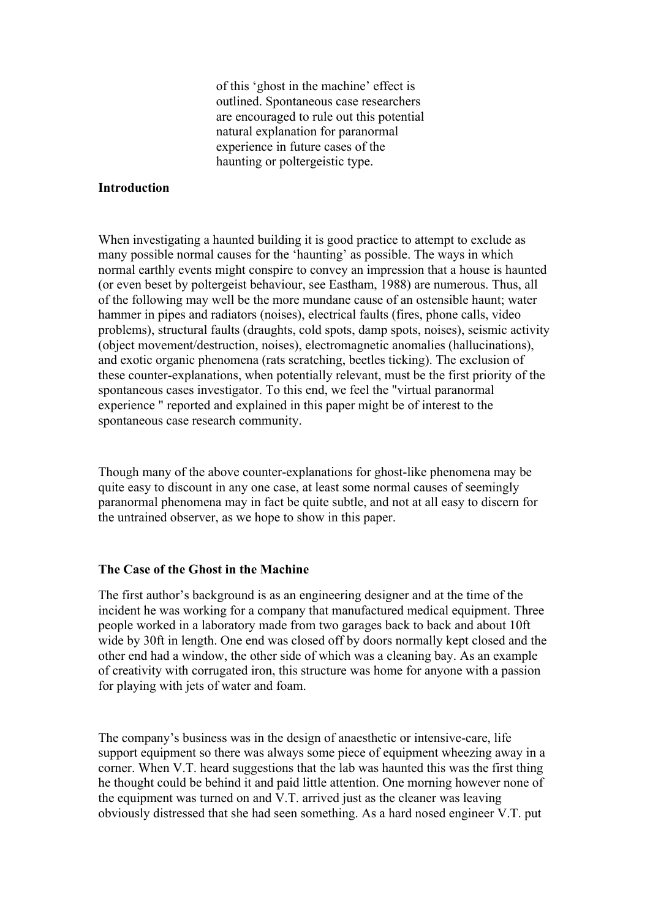of this 'ghost in the machine' effect is outlined. Spontaneous case researchers are encouraged to rule out this potential natural explanation for paranormal experience in future cases of the haunting or poltergeistic type.

**Introduction**

When investigating a haunted building it is good practice to attempt to exclude as many possible normal causes for the 'haunting' as possible. The ways in which normal earthly events might conspire to convey an impression that a house is haunted (or even beset by poltergeist behaviour, see Eastham, 1988) are numerous. Thus, all of the following may well be the more mundane cause of an ostensible haunt; water hammer in pipes and radiators (noises), electrical faults (fires, phone calls, video problems), structural faults (draughts, cold spots, damp spots, noises), seismic activity (object movement/destruction, noises), electromagnetic anomalies (hallucinations), and exotic organic phenomena (rats scratching, beetles ticking). The exclusion of these counter-explanations, when potentially relevant, must be the first priority of the spontaneous cases investigator. To this end, we feel the "virtual paranormal experience " reported and explained in this paper might be of interest to the spontaneous case research community.

Though many of the above counter-explanations for ghost-like phenomena may be quite easy to discount in any one case, at least some normal causes of seemingly paranormal phenomena may in fact be quite subtle, and not at all easy to discern for the untrained observer, as we hope to show in this paper.

**The Case of the Ghost in the Machine**

The first author's background is as an engineering designer and at the time of the incident he was working for a company that manufactured medical equipment. Three people worked in a laboratory made from two garages back to back and about 10ft wide by 30ft in length. One end was closed off by doors normally kept closed and the other end had a window, the other side of which was a cleaning bay. As an example of creativity with corrugated iron, this structure was home for anyone with a passion for playing with jets of water and foam.

The company's business was in the design of anaesthetic or intensive-care, life support equipment so there was always some piece of equipment wheezing away in a corner. When V.T. heard suggestions that the lab was haunted this was the first thing he thought could be behind it and paid little attention. One morning however none of the equipment was turned on and V.T. arrived just as the cleaner was leaving obviously distressed that she had seen something. As a hard nosed engineer V.T. put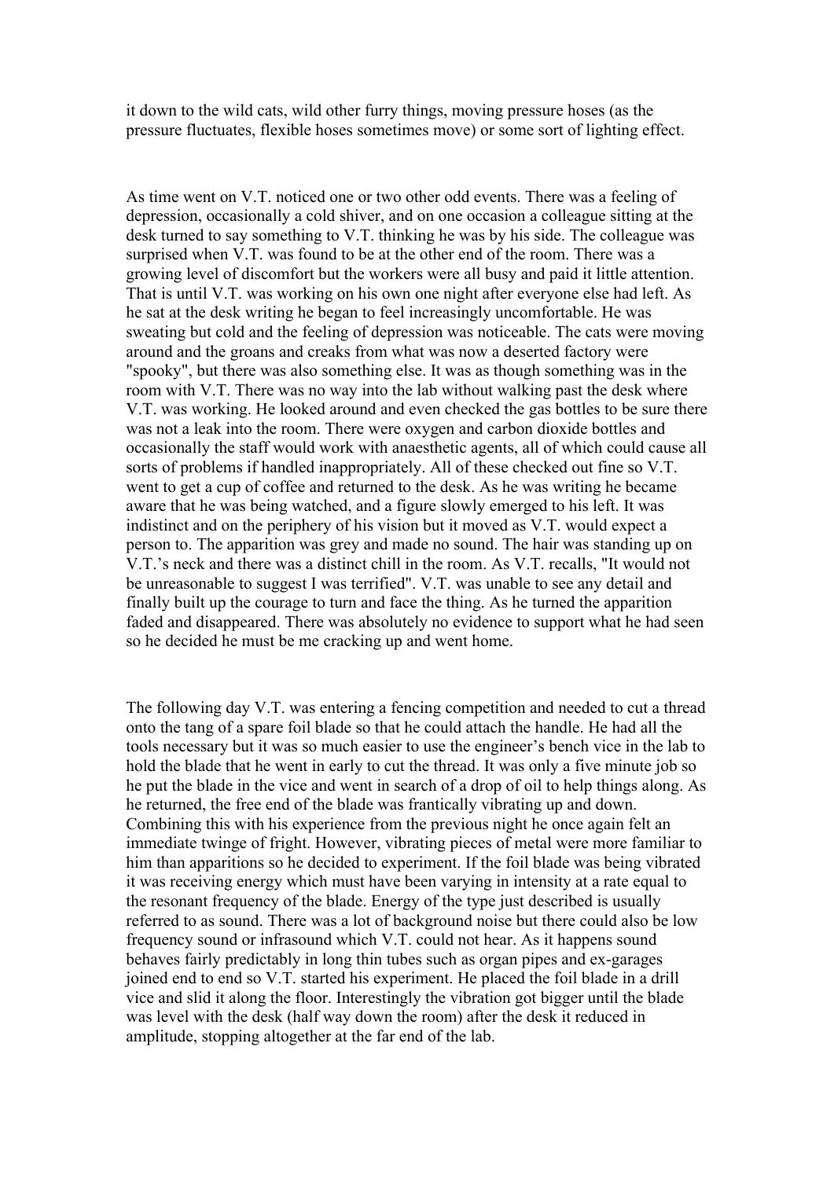it down to the wild cats, wild other furry things, moving pressure hoses (as the pressure fluctuates, flexible hoses sometimes move) or some sort of lighting effect.

As time went on V.T. noticed one or two other odd events. There was a feeling of depression, occasionally a cold shiver, and on one occasion a colleague sitting at the desk turned to say something to V.T. thinking he was by his side. The colleague was surprised when V.T. was found to be at the other end of the room. There was a growing level of discomfort but the workers were all busy and paid it little attention. That is until V.T. was working on his own one night after everyone else had left. As he sat at the desk writing he began to feel increasingly uncomfortable. He was sweating but cold and the feeling of depression was noticeable. The cats were moving around and the groans and creaks from what was now a deserted factory were "spooky", but there was also something else. It was as though something was in the room with V.T. There was no way into the lab without walking past the desk where V.T. was working. He looked around and even checked the gas bottles to be sure there was not a leak into the room. There were oxygen and carbon dioxide bottles and occasionally the staff would work with anaesthetic agents, all of which could cause all sorts of problems if handled inappropriately. All of these checked out fine so V.T. went to get a cup of coffee and returned to the desk. As he was writing he became aware that he was being watched, and a figure slowly emerged to his left. It was indistinct and on the periphery of his vision but it moved as V.T. would expect a person to. The apparition was grey and made no sound. The hair was standing up on V.T.'s neck and there was a distinct chill in the room. As V.T. recalls, "It would not be unreasonable to suggest I was terrified". V.T. was unable to see any detail and finally built up the courage to turn and face the thing. As he turned the apparition faded and disappeared. There was absolutely no evidence to support what he had seen so he decided he must be me cracking up and went home.

The following day V.T. was entering a fencing competition and needed to cut a thread onto the tang of a spare foil blade so that he could attach the handle. He had all the tools necessary but it was so much easier to use the engineer's bench vice in the lab to hold the blade that he went in early to cut the thread. It was only a five minute job so he put the blade in the vice and went in search of a drop of oil to help things along. As he returned, the free end of the blade was frantically vibrating up and down. Combining this with his experience from the previous night he once again felt an immediate twinge of fright. However, vibrating pieces of metal were more familiar to him than apparitions so he decided to experiment. If the foil blade was being vibrated it was receiving energy which must have been varying in intensity at a rate equal to the resonant frequency of the blade. Energy of the type just described is usually referred to as sound. There was a lot of background noise but there could also be low frequency sound or infrasound which V.T. could not hear. As it happens sound behaves fairly predictably in long thin tubes such as organ pipes and ex-garages joined end to end so V.T. started his experiment. He placed the foil blade in a drill vice and slid it along the floor. Interestingly the vibration got bigger until the blade was level with the desk (half way down the room) after the desk it reduced in amplitude, stopping altogether at the far end of the lab.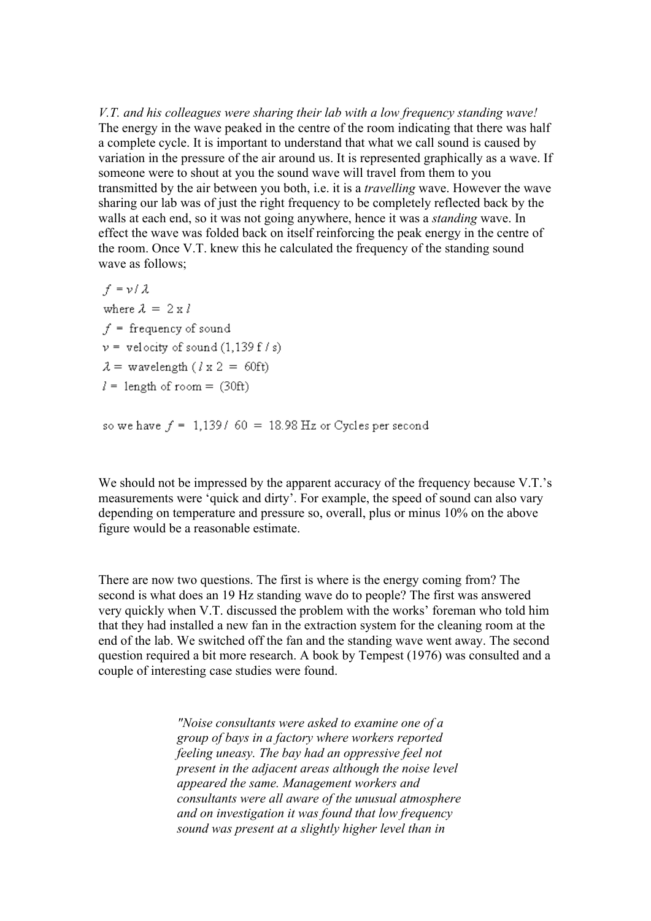*V.T. and his colleagues were sharing their lab with a low frequency standing wave!* The energy in the wave peaked in the centre of the room indicating that there was half a complete cycle. It is important to understand that what we call sound is caused by variation in the pressure of the air around us. It is represented graphically as a wave. If someone were to shout at you the sound wave will travel from them to you transmitted by the air between you both, i.e. it is a *travelling* wave. However the wave sharing our lab was of just the right frequency to be completely reflected back by the walls at each end, so it was not going anywhere, hence it was a *standing* wave. In effect the wave was folded back on itself reinforcing the peak energy in the centre of the room. Once V.T. knew this he calculated the frequency of the standing sound wave as follows;

$f = v / \lambda$

where $\lambda = 2 \times l$

$f$ = frequency of sound

$v$ = velocity of sound (1,139 f / s)

$\lambda$ = wavelength ($l \times 2$ = 60ft)

$l$ = length of room = (30ft)

so we have $f$ = 1,139 / 60 = 18.98 Hz or Cycles per second

We should not be impressed by the apparent accuracy of the frequency because V.T.'s measurements were 'quick and dirty'. For example, the speed of sound can also vary depending on temperature and pressure so, overall, plus or minus 10% on the above figure would be a reasonable estimate.

There are now two questions. The first is where is the energy coming from? The second is what does an 19 Hz standing wave do to people? The first was answered very quickly when V.T. discussed the problem with the works' foreman who told him that they had installed a new fan in the extraction system for the cleaning room at the end of the lab. We switched off the fan and the standing wave went away. The second question required a bit more research. A book by Tempest (1976) was consulted and a couple of interesting case studies were found.

> *"Noise consultants were asked to examine one of a group of bays in a factory where workers reported feeling uneasy. The bay had an oppressive feel not present in the adjacent areas although the noise level appeared the same. Management workers and consultants were all aware of the unusual atmosphere and on investigation it was found that low frequency sound was present at a slightly higher level than in*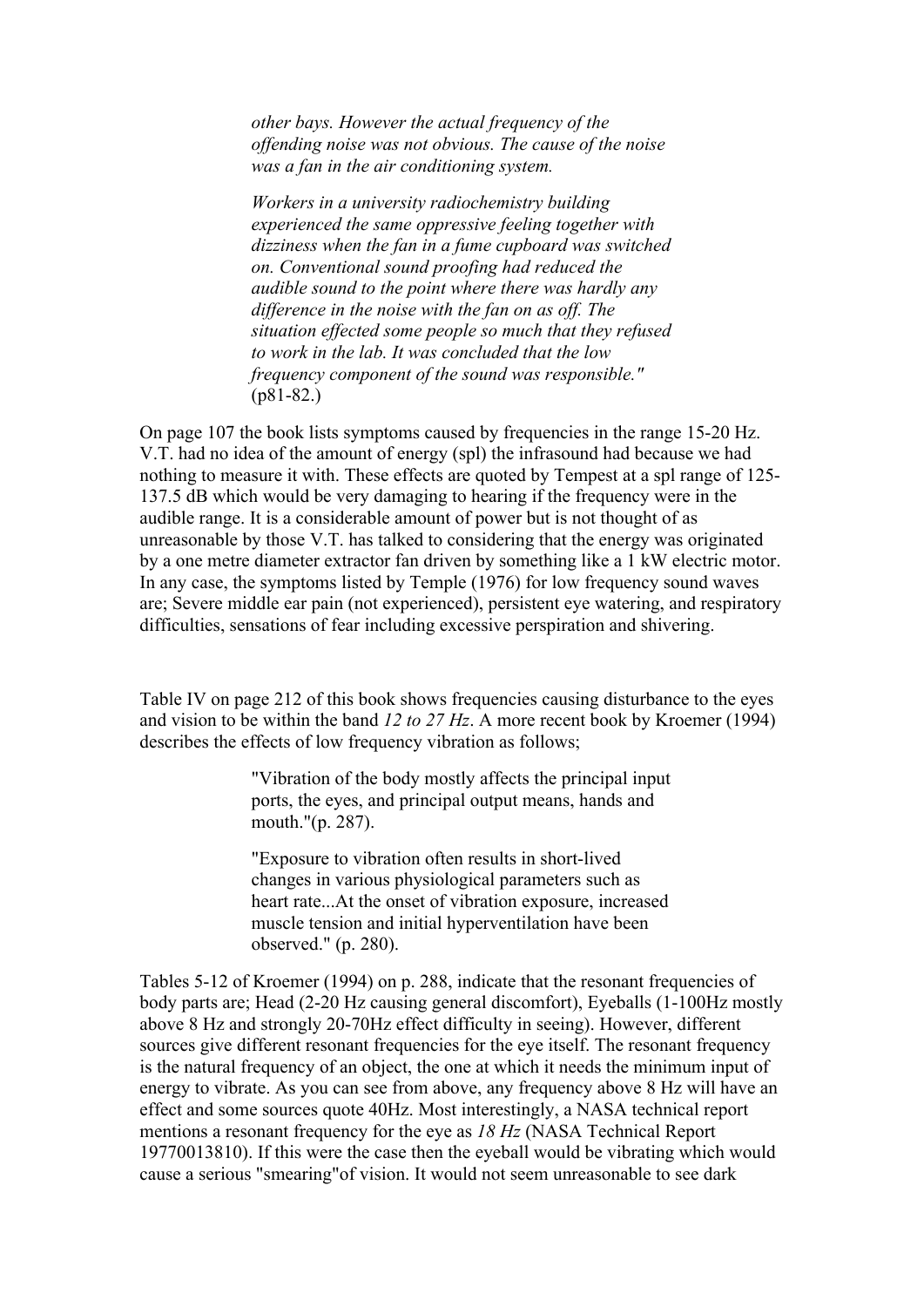> *other bays. However the actual frequency of the offending noise was not obvious. The cause of the noise was a fan in the air conditioning system.*
>
> *Workers in a university radiochemistry building experienced the same oppressive feeling together with dizziness when the fan in a fume cupboard was switched on. Conventional sound proofing had reduced the audible sound to the point where there was hardly any difference in the noise with the fan on as off. The situation effected some people so much that they refused to work in the lab. It was concluded that the low frequency component of the sound was responsible."* (p81-82.)

On page 107 the book lists symptoms caused by frequencies in the range 15-20 Hz. V.T. had no idea of the amount of energy (spl) the infrasound had because we had nothing to measure it with. These effects are quoted by Tempest at a spl range of 125-137.5 dB which would be very damaging to hearing if the frequency were in the audible range. It is a considerable amount of power but is not thought of as unreasonable by those V.T. has talked to considering that the energy was originated by a one metre diameter extractor fan driven by something like a 1 kW electric motor. In any case, the symptoms listed by Temple (1976) for low frequency sound waves are; Severe middle ear pain (not experienced), persistent eye watering, and respiratory difficulties, sensations of fear including excessive perspiration and shivering.

Table IV on page 212 of this book shows frequencies causing disturbance to the eyes and vision to be within the band *12 to 27 Hz*. A more recent book by Kroemer (1994) describes the effects of low frequency vibration as follows;

> "Vibration of the body mostly affects the principal input ports, the eyes, and principal output means, hands and mouth."(p. 287).
>
> "Exposure to vibration often results in short-lived changes in various physiological parameters such as heart rate...At the onset of vibration exposure, increased muscle tension and initial hyperventilation have been observed." (p. 280).

Tables 5-12 of Kroemer (1994) on p. 288, indicate that the resonant frequencies of body parts are; Head (2-20 Hz causing general discomfort), Eyeballs (1-100Hz mostly above 8 Hz and strongly 20-70Hz effect difficulty in seeing). However, different sources give different resonant frequencies for the eye itself. The resonant frequency is the natural frequency of an object, the one at which it needs the minimum input of energy to vibrate. As you can see from above, any frequency above 8 Hz will have an effect and some sources quote 40Hz. Most interestingly, a NASA technical report mentions a resonant frequency for the eye as *18 Hz* (NASA Technical Report 19770013810). If this were the case then the eyeball would be vibrating which would cause a serious "smearing"of vision. It would not seem unreasonable to see dark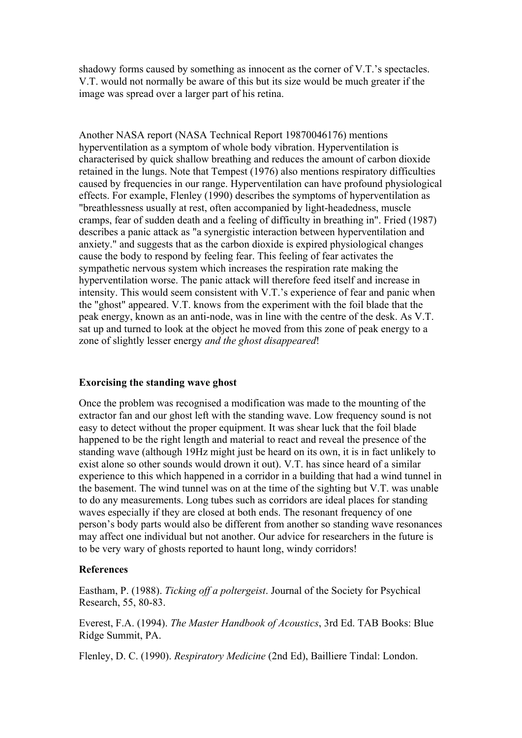shadowy forms caused by something as innocent as the corner of V.T.'s spectacles. V.T. would not normally be aware of this but its size would be much greater if the image was spread over a larger part of his retina.

Another NASA report (NASA Technical Report 19870046176) mentions hyperventilation as a symptom of whole body vibration. Hyperventilation is characterised by quick shallow breathing and reduces the amount of carbon dioxide retained in the lungs. Note that Tempest (1976) also mentions respiratory difficulties caused by frequencies in our range. Hyperventilation can have profound physiological effects. For example, Flenley (1990) describes the symptoms of hyperventilation as "breathlessness usually at rest, often accompanied by light-headedness, muscle cramps, fear of sudden death and a feeling of difficulty in breathing in". Fried (1987) describes a panic attack as "a synergistic interaction between hyperventilation and anxiety." and suggests that as the carbon dioxide is expired physiological changes cause the body to respond by feeling fear. This feeling of fear activates the sympathetic nervous system which increases the respiration rate making the hyperventilation worse. The panic attack will therefore feed itself and increase in intensity. This would seem consistent with V.T.'s experience of fear and panic when the "ghost" appeared. V.T. knows from the experiment with the foil blade that the peak energy, known as an anti-node, was in line with the centre of the desk. As V.T. sat up and turned to look at the object he moved from this zone of peak energy to a zone of slightly lesser energy *and the ghost disappeared*!

### Exorcising the standing wave ghost

Once the problem was recognised a modification was made to the mounting of the extractor fan and our ghost left with the standing wave. Low frequency sound is not easy to detect without the proper equipment. It was shear luck that the foil blade happened to be the right length and material to react and reveal the presence of the standing wave (although 19Hz might just be heard on its own, it is in fact unlikely to exist alone so other sounds would drown it out). V.T. has since heard of a similar experience to this which happened in a corridor in a building that had a wind tunnel in the basement. The wind tunnel was on at the time of the sighting but V.T. was unable to do any measurements. Long tubes such as corridors are ideal places for standing waves especially if they are closed at both ends. The resonant frequency of one person's body parts would also be different from another so standing wave resonances may affect one individual but not another. Our advice for researchers in the future is to be very wary of ghosts reported to haunt long, windy corridors!

### References

Eastham, P. (1988). *Ticking off a poltergeist*. Journal of the Society for Psychical Research, 55, 80-83.

Everest, F.A. (1994). *The Master Handbook of Acoustics*, 3rd Ed. TAB Books: Blue Ridge Summit, PA.

Flenley, D. C. (1990). *Respiratory Medicine* (2nd Ed), Bailliere Tindal: London.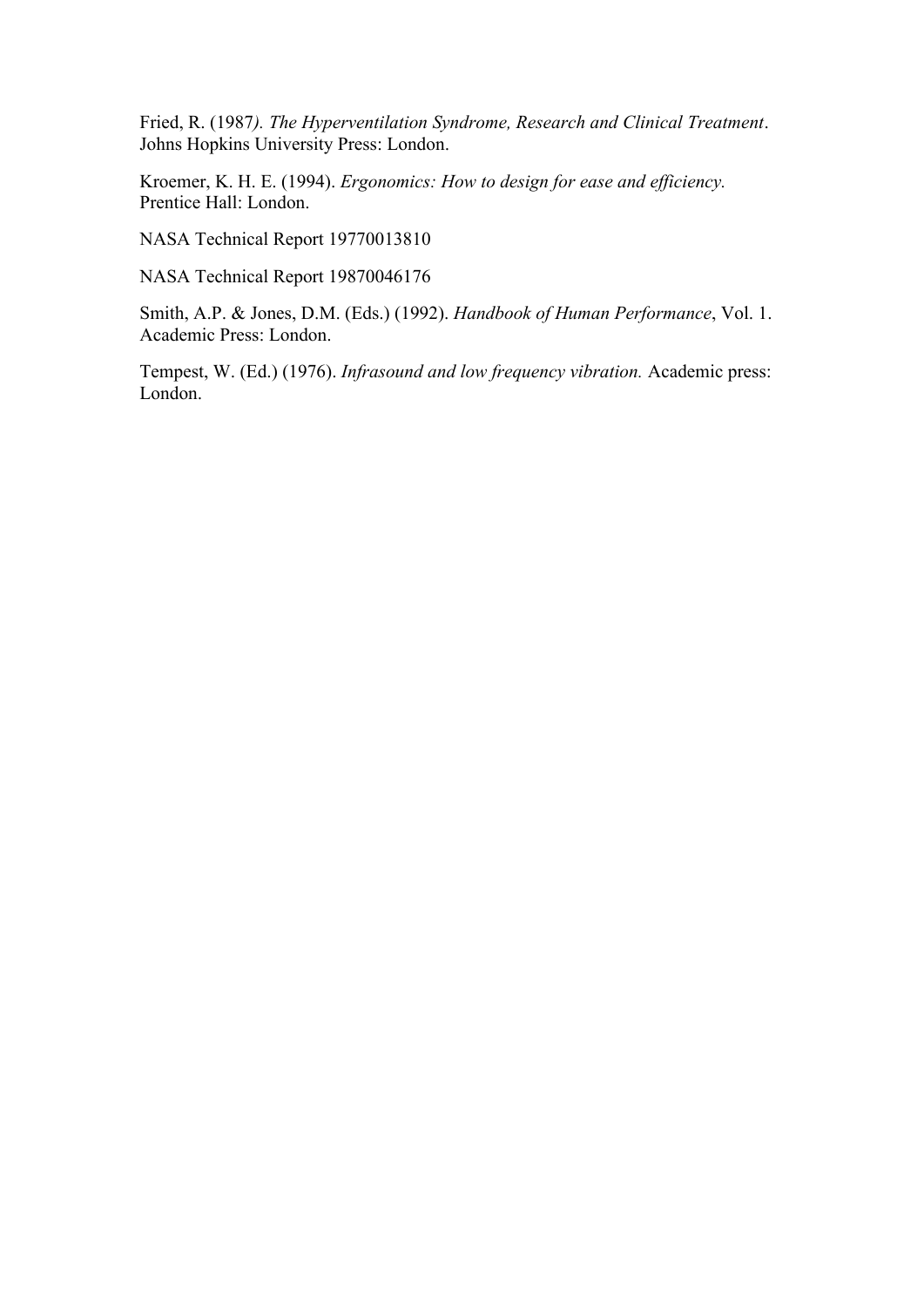Fried, R. (1987). *The Hyperventilation Syndrome, Research and Clinical Treatment*. Johns Hopkins University Press: London.

Kroemer, K. H. E. (1994). *Ergonomics: How to design for ease and efficiency.* Prentice Hall: London.

NASA Technical Report 19770013810

NASA Technical Report 19870046176

Smith, A.P. & Jones, D.M. (Eds.) (1992). *Handbook of Human Performance*, Vol. 1. Academic Press: London.

Tempest, W. (Ed.) (1976). *Infrasound and low frequency vibration.* Academic press: London.